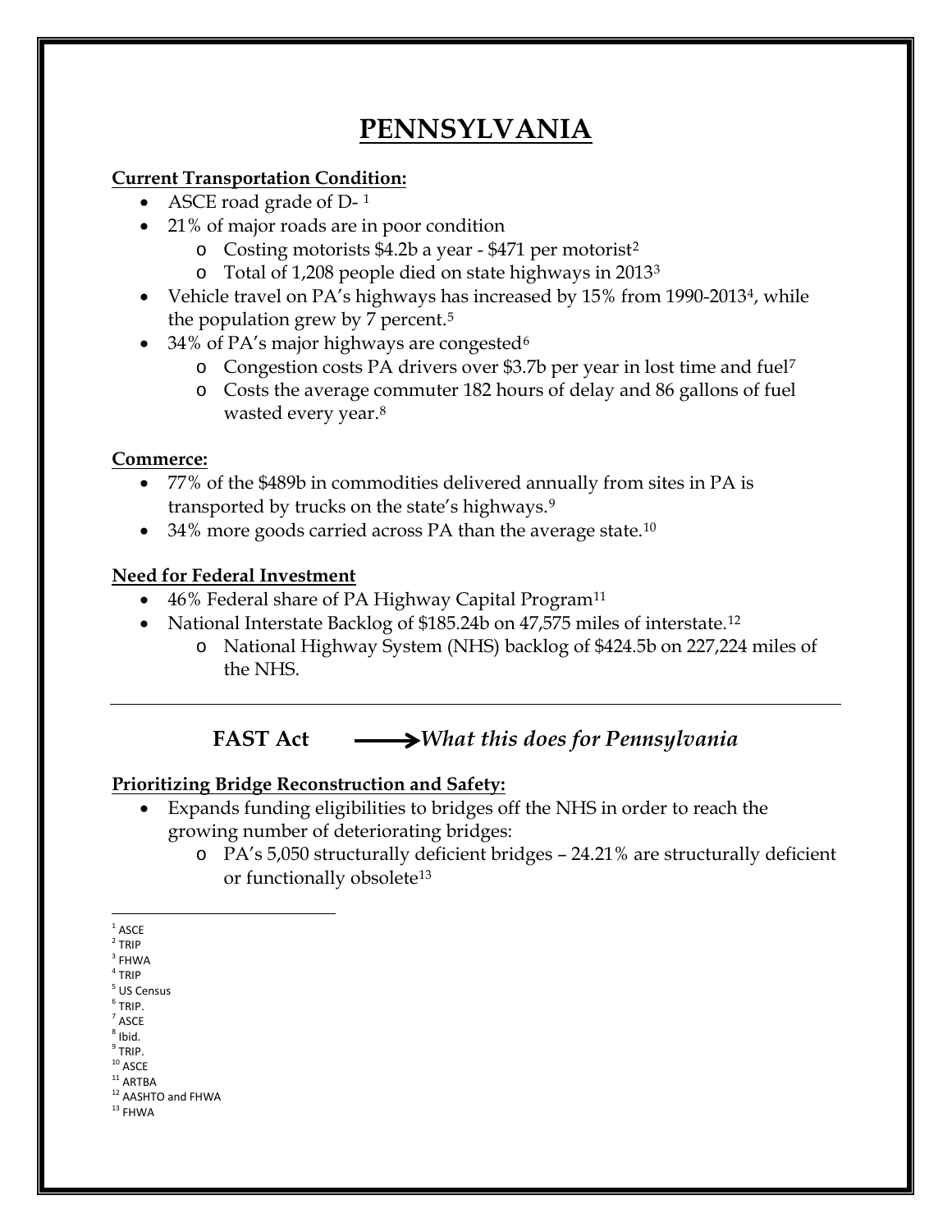# PENNSYLVANIA

**Current Transportation Condition:**

- ASCE road grade of D- [1]
- 21% of major roads are in poor condition
  - Costing motorists $4.2b a year - $471 per motorist[2]
  - Total of 1,208 people died on state highways in 2013[3]
- Vehicle travel on PA's highways has increased by 15% from 1990-2013[4], while the population grew by 7 percent.[5]
- 34% of PA's major highways are congested[6]
  - Congestion costs PA drivers over $3.7b per year in lost time and fuel[7]
  - Costs the average commuter 182 hours of delay and 86 gallons of fuel wasted every year.[8]

**Commerce:**

- 77% of the $489b in commodities delivered annually from sites in PA is transported by trucks on the state's highways.[9]
- 34% more goods carried across PA than the average state.[10]

**Need for Federal Investment**

- 46% Federal share of PA Highway Capital Program[11]
- National Interstate Backlog of $185.24b on 47,575 miles of interstate.[12]
  - National Highway System (NHS) backlog of $424.5b on 227,224 miles of the NHS.

---

**FAST Act** ⟶ ***What this does for Pennsylvania***

**Prioritizing Bridge Reconstruction and Safety:**

- Expands funding eligibilities to bridges off the NHS in order to reach the growing number of deteriorating bridges:
  - PA's 5,050 structurally deficient bridges – 24.21% are structurally deficient or functionally obsolete[13]

---

[1] ASCE
[2] TRIP
[3] FHWA
[4] TRIP
[5] US Census
[6] TRIP.
[7] ASCE
[8] Ibid.
[9] TRIP.
[10] ASCE
[11] ARTBA
[12] AASHTO and FHWA
[13] FHWA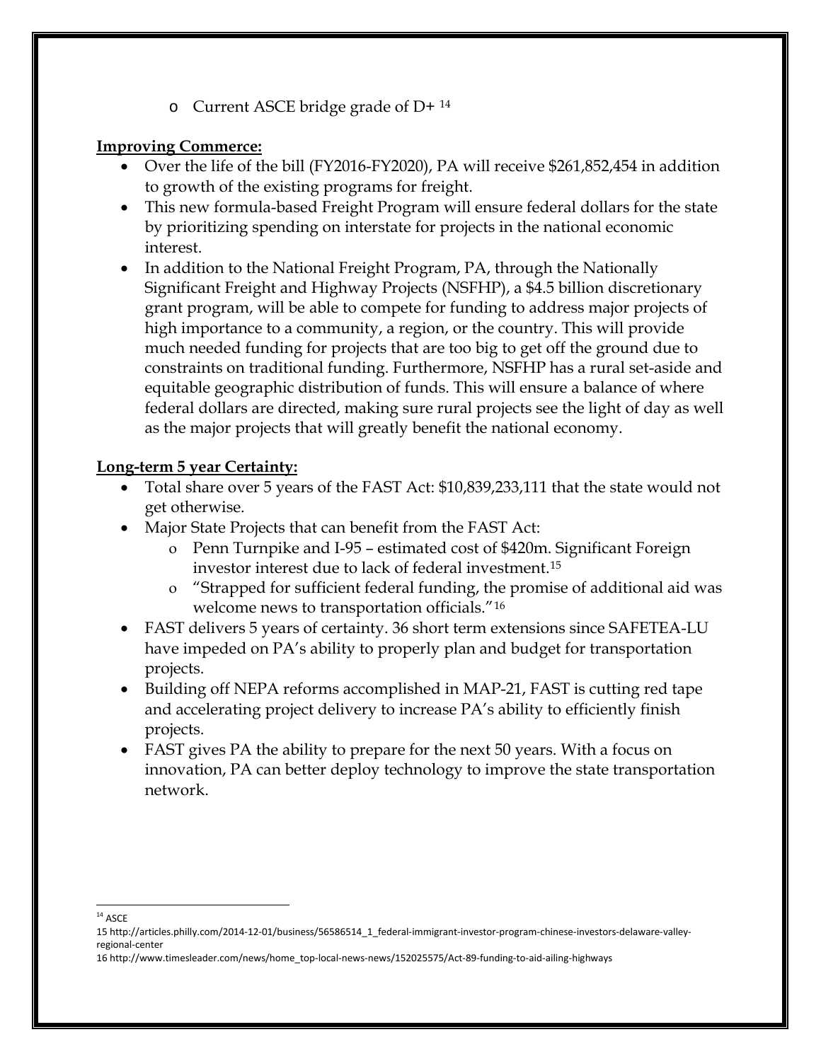- Current ASCE bridge grade of D+ [14]

**Improving Commerce:**

- Over the life of the bill (FY2016-FY2020), PA will receive $261,852,454 in addition to growth of the existing programs for freight.
- This new formula-based Freight Program will ensure federal dollars for the state by prioritizing spending on interstate for projects in the national economic interest.
- In addition to the National Freight Program, PA, through the Nationally Significant Freight and Highway Projects (NSFHP), a $4.5 billion discretionary grant program, will be able to compete for funding to address major projects of high importance to a community, a region, or the country. This will provide much needed funding for projects that are too big to get off the ground due to constraints on traditional funding. Furthermore, NSFHP has a rural set-aside and equitable geographic distribution of funds. This will ensure a balance of where federal dollars are directed, making sure rural projects see the light of day as well as the major projects that will greatly benefit the national economy.

**Long-term 5 year Certainty:**

- Total share over 5 years of the FAST Act: $10,839,233,111 that the state would not get otherwise.
- Major State Projects that can benefit from the FAST Act:
  - Penn Turnpike and I-95 – estimated cost of $420m. Significant Foreign investor interest due to lack of federal investment.[15]
  - "Strapped for sufficient federal funding, the promise of additional aid was welcome news to transportation officials."[16]
- FAST delivers 5 years of certainty. 36 short term extensions since SAFETEA-LU have impeded on PA's ability to properly plan and budget for transportation projects.
- Building off NEPA reforms accomplished in MAP-21, FAST is cutting red tape and accelerating project delivery to increase PA's ability to efficiently finish projects.
- FAST gives PA the ability to prepare for the next 50 years. With a focus on innovation, PA can better deploy technology to improve the state transportation network.

---

14 ASCE

15 http://articles.philly.com/2014-12-01/business/56586514_1_federal-immigrant-investor-program-chinese-investors-delaware-valley-regional-center

16 http://www.timesleader.com/news/home_top-local-news-news/152025575/Act-89-funding-to-aid-ailing-highways